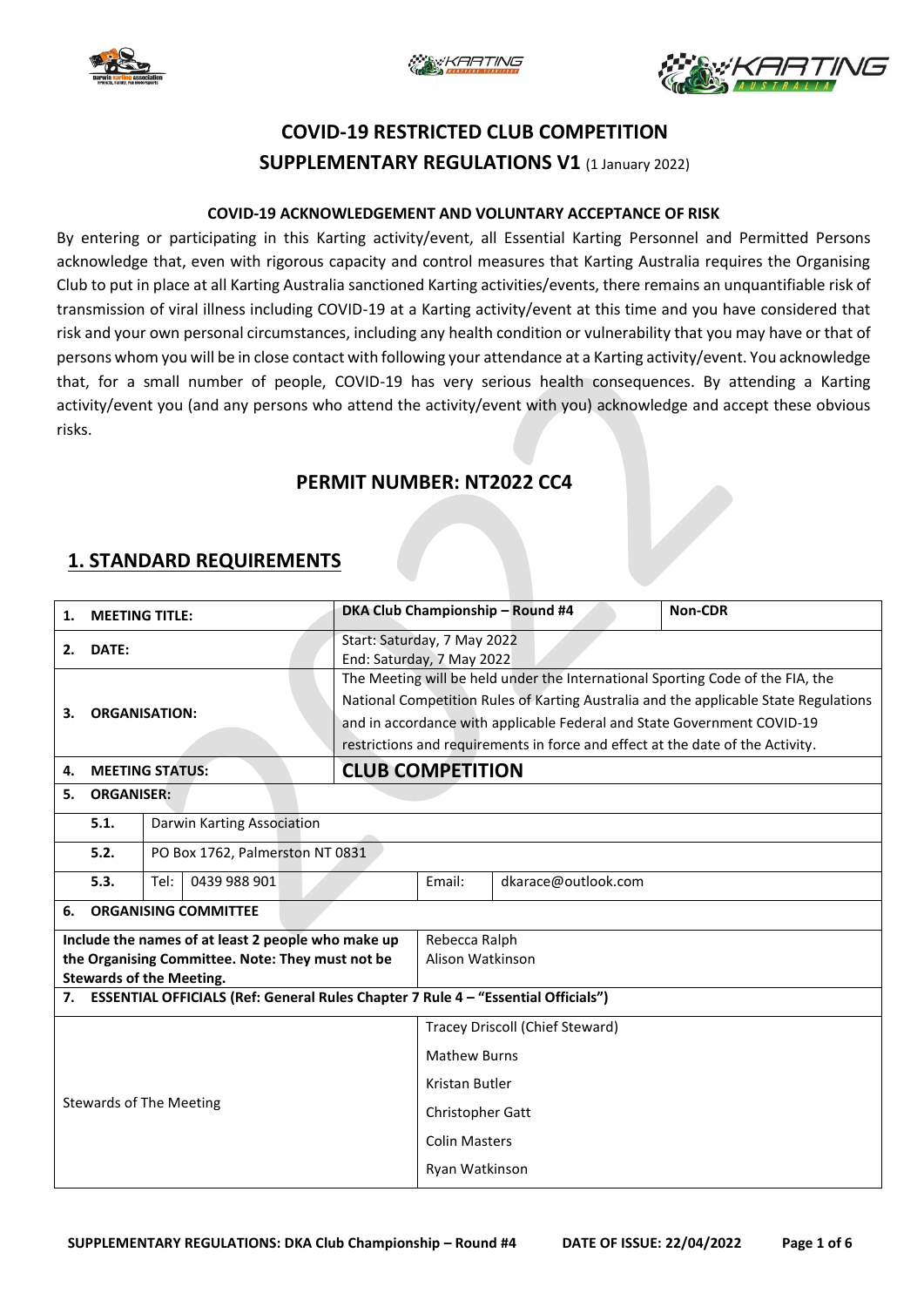# COVID-19 RESTRICTED CLUB COMPETITION

## SUPPLEMENTARY REGULATIONS V1 (1 January 2022)

**COVID-19 ACKNOWLEDGEMENT AND VOLUNTARY ACCEPTANCE OF RISK**

By entering or participating in this Karting activity/event, all Essential Karting Personnel and Permitted Persons acknowledge that, even with rigorous capacity and control measures that Karting Australia requires the Organising Club to put in place at all Karting Australia sanctioned Karting activities/events, there remains an unquantifiable risk of transmission of viral illness including COVID-19 at a Karting activity/event at this time and you have considered that risk and your own personal circumstances, including any health condition or vulnerability that you may have or that of persons whom you will be in close contact with following your attendance at a Karting activity/event. You acknowledge that, for a small number of people, COVID-19 has very serious health consequences. By attending a Karting activity/event you (and any persons who attend the activity/event with you) acknowledge and accept these obvious risks.

## PERMIT NUMBER: NT2022 CC4

## 1. STANDARD REQUIREMENTS

| | | | |
|---|---|---|---|
| **1. MEETING TITLE:** | **DKA Club Championship – Round #4** | | **Non-CDR** |
| **2. DATE:** | Start: Saturday, 7 May 2022<br>End: Saturday, 7 May 2022 | | |
| **3. ORGANISATION:** | The Meeting will be held under the International Sporting Code of the FIA, the National Competition Rules of Karting Australia and the applicable State Regulations and in accordance with applicable Federal and State Government COVID-19 restrictions and requirements in force and effect at the date of the Activity. | | |
| **4. MEETING STATUS:** | **CLUB COMPETITION** | | |
| **5. ORGANISER:** | | | |
| **5.1.** | Darwin Karting Association | | |
| **5.2.** | PO Box 1762, Palmerston NT 0831 | | |
| **5.3.** Tel: 0439 988 901 | Email: | dkarace@outlook.com | |
| **6. ORGANISING COMMITTEE** | | | |
| **Include the names of at least 2 people who make up the Organising Committee. Note: They must not be Stewards of the Meeting.** | Rebecca Ralph<br>Alison Watkinson | | |
| **7. ESSENTIAL OFFICIALS (Ref: General Rules Chapter 7 Rule 4 – "Essential Officials")** | | | |
| Stewards of The Meeting | Tracey Driscoll (Chief Steward)<br>Mathew Burns<br>Kristan Butler<br>Christopher Gatt<br>Colin Masters<br>Ryan Watkinson | | |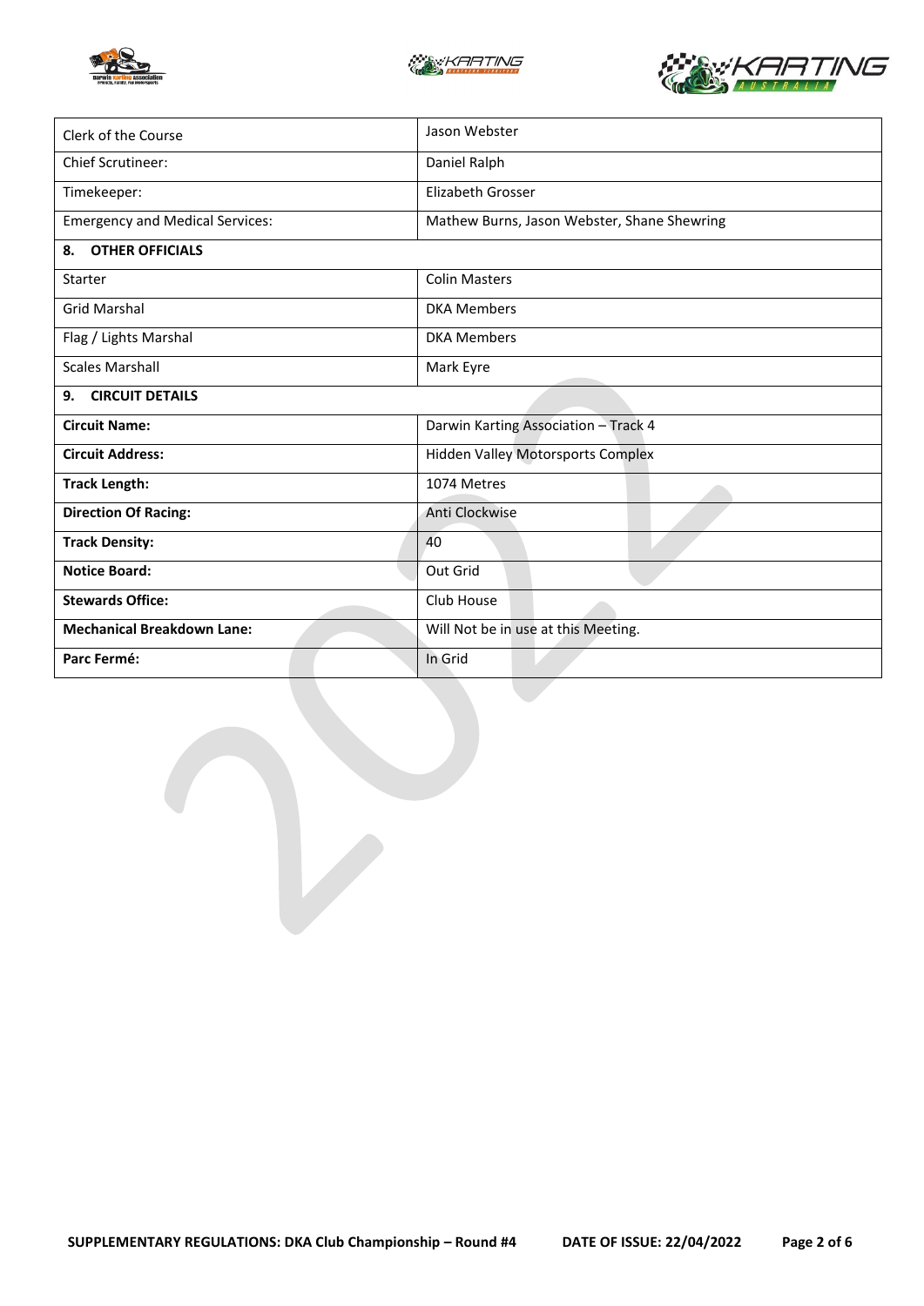| | |
|---|---|
| Clerk of the Course | Jason Webster |
| Chief Scrutineer: | Daniel Ralph |
| Timekeeper: | Elizabeth Grosser |
| Emergency and Medical Services: | Mathew Burns, Jason Webster, Shane Shewring |

## 8. OTHER OFFICIALS

| | |
|---|---|
| Starter | Colin Masters |
| Grid Marshal | DKA Members |
| Flag / Lights Marshal | DKA Members |
| Scales Marshall | Mark Eyre |

## 9. CIRCUIT DETAILS

| | |
|---|---|
| **Circuit Name:** | Darwin Karting Association – Track 4 |
| **Circuit Address:** | Hidden Valley Motorsports Complex |
| **Track Length:** | 1074 Metres |
| **Direction Of Racing:** | Anti Clockwise |
| **Track Density:** | 40 |
| **Notice Board:** | Out Grid |
| **Stewards Office:** | Club House |
| **Mechanical Breakdown Lane:** | Will Not be in use at this Meeting. |
| **Parc Fermé:** | In Grid |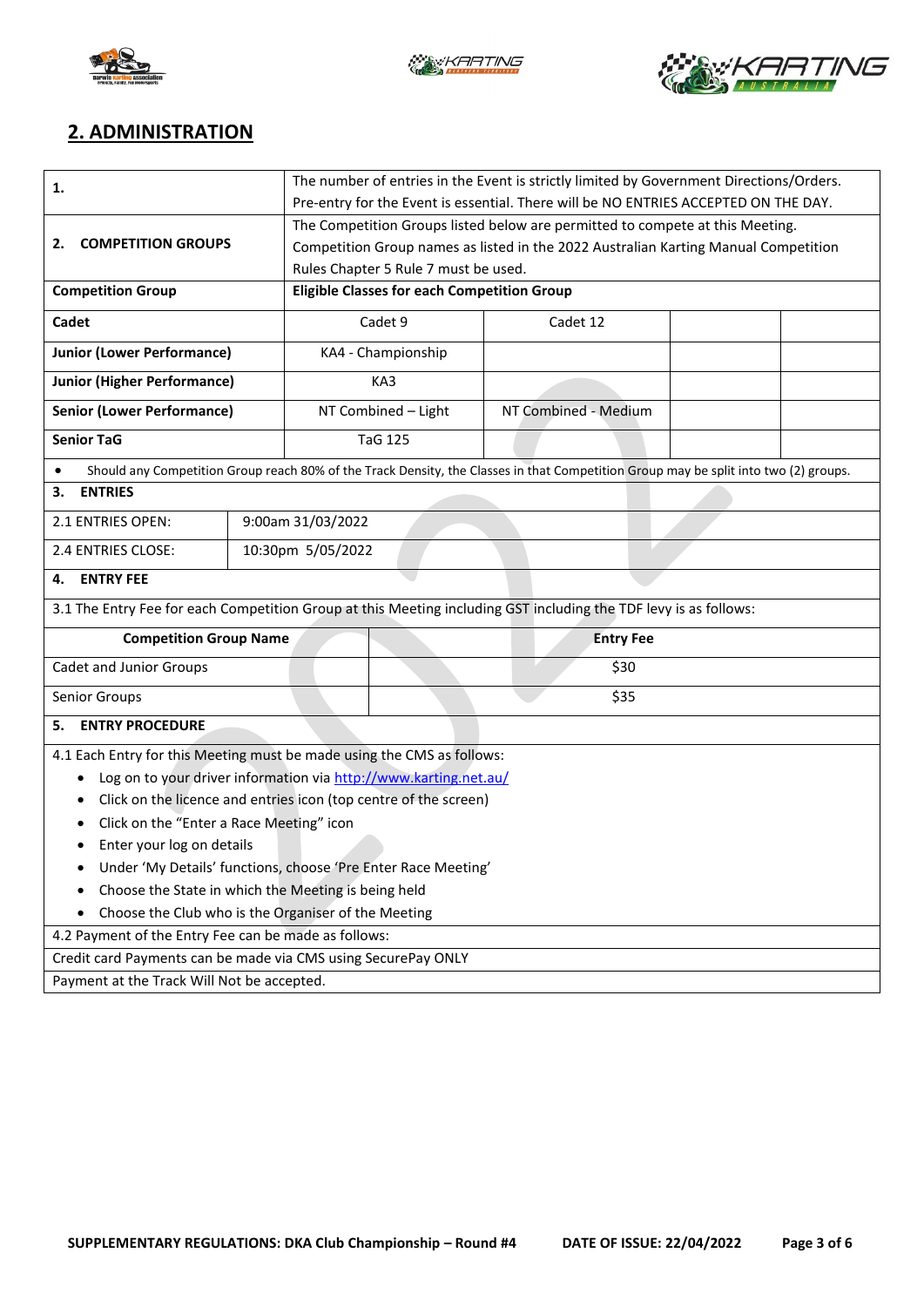## 2. ADMINISTRATION

| | |
|---|---|
| **1.** | The number of entries in the Event is strictly limited by Government Directions/Orders. Pre-entry for the Event is essential. There will be NO ENTRIES ACCEPTED ON THE DAY. |
| **2. COMPETITION GROUPS** | The Competition Groups listed below are permitted to compete at this Meeting. Competition Group names as listed in the 2022 Australian Karting Manual Competition Rules Chapter 5 Rule 7 must be used. |

| Competition Group | Eligible Classes for each Competition Group | | | |
|---|---|---|---|---|
| **Cadet** | Cadet 9 | Cadet 12 | | |
| **Junior (Lower Performance)** | KA4 - Championship | | | |
| **Junior (Higher Performance)** | KA3 | | | |
| **Senior (Lower Performance)** | NT Combined – Light | NT Combined - Medium | | |
| **Senior TaG** | TaG 125 | | | |

- Should any Competition Group reach 80% of the Track Density, the Classes in that Competition Group may be split into two (2) groups.

**3. ENTRIES**

| | |
|---|---|
| 2.1 ENTRIES OPEN: | 9:00am 31/03/2022 |
| 2.4 ENTRIES CLOSE: | 10:30pm 5/05/2022 |

**4. ENTRY FEE**

3.1 The Entry Fee for each Competition Group at this Meeting including GST including the TDF levy is as follows:

| Competition Group Name | Entry Fee |
|---|---|
| Cadet and Junior Groups | $30 |
| Senior Groups | $35 |

**5. ENTRY PROCEDURE**

4.1 Each Entry for this Meeting must be made using the CMS as follows:

- Log on to your driver information via http://www.karting.net.au/
- Click on the licence and entries icon (top centre of the screen)
- Click on the "Enter a Race Meeting" icon
- Enter your log on details
- Under 'My Details' functions, choose 'Pre Enter Race Meeting'
- Choose the State in which the Meeting is being held
- Choose the Club who is the Organiser of the Meeting

4.2 Payment of the Entry Fee can be made as follows:

Credit card Payments can be made via CMS using SecurePay ONLY

Payment at the Track Will Not be accepted.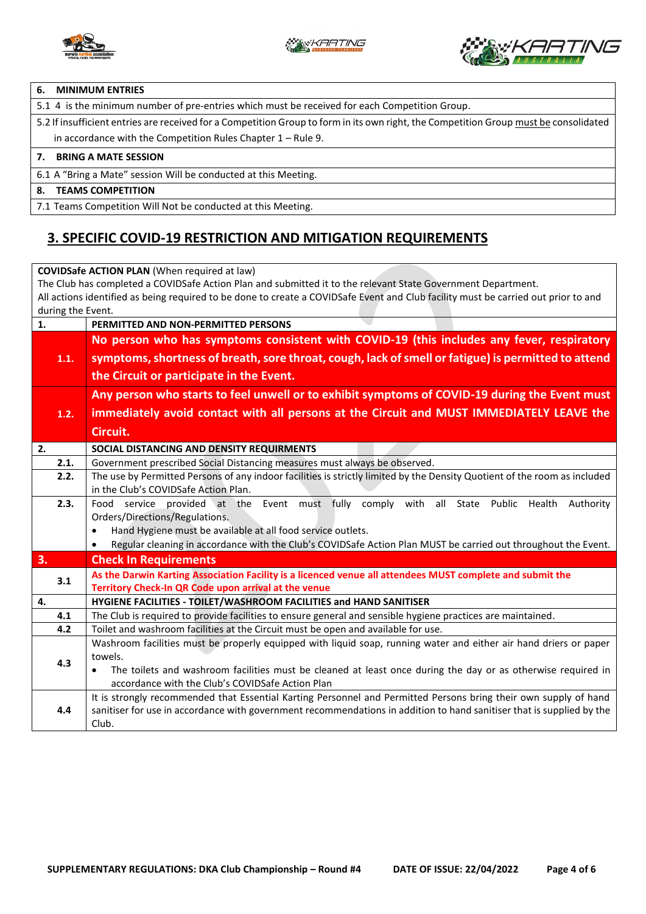| 6. MINIMUM ENTRIES |
|---|
| 5.1 4 is the minimum number of pre-entries which must be received for each Competition Group. |
| 5.2 If insufficient entries are received for a Competition Group to form in its own right, the Competition Group must be consolidated in accordance with the Competition Rules Chapter 1 – Rule 9. |
| **7. BRING A MATE SESSION** |
| 6.1 A "Bring a Mate" session Will be conducted at this Meeting. |
| **8. TEAMS COMPETITION** |
| 7.1 Teams Competition Will Not be conducted at this Meeting. |

## 3. SPECIFIC COVID-19 RESTRICTION AND MITIGATION REQUIREMENTS

**COVIDSafe ACTION PLAN** (When required at law)
The Club has completed a COVIDSafe Action Plan and submitted it to the relevant State Government Department.
All actions identified as being required to be done to create a COVIDSafe Event and Club facility must be carried out prior to and during the Event.

| 1. | PERMITTED AND NON-PERMITTED PERSONS |
|---|---|
| 1.1. | **No person who has symptoms consistent with COVID-19 (this includes any fever, respiratory symptoms, shortness of breath, sore throat, cough, lack of smell or fatigue) is permitted to attend the Circuit or participate in the Event.** |
| 1.2. | **Any person who starts to feel unwell or to exhibit symptoms of COVID-19 during the Event must immediately avoid contact with all persons at the Circuit and MUST IMMEDIATELY LEAVE the Circuit.** |
| **2.** | **SOCIAL DISTANCING AND DENSITY REQUIRMENTS** |
| 2.1. | Government prescribed Social Distancing measures must always be observed. |
| 2.2. | The use by Permitted Persons of any indoor facilities is strictly limited by the Density Quotient of the room as included in the Club's COVIDSafe Action Plan. |
| 2.3. | Food service provided at the Event must fully comply with all State Public Health Authority Orders/Directions/Regulations.<br>• Hand Hygiene must be available at all food service outlets.<br>• Regular cleaning in accordance with the Club's COVIDSafe Action Plan MUST be carried out throughout the Event. |
| **3.** | **Check In Requirements** |
| 3.1 | **As the Darwin Karting Association Facility is a licenced venue all attendees MUST complete and submit the Territory Check-In QR Code upon arrival at the venue** |
| **4.** | **HYGIENE FACILITIES - TOILET/WASHROOM FACILITIES and HAND SANITISER** |
| 4.1 | The Club is required to provide facilities to ensure general and sensible hygiene practices are maintained. |
| 4.2 | Toilet and washroom facilities at the Circuit must be open and available for use. |
| 4.3 | Washroom facilities must be properly equipped with liquid soap, running water and either air hand driers or paper towels.<br>• The toilets and washroom facilities must be cleaned at least once during the day or as otherwise required in accordance with the Club's COVIDSafe Action Plan |
| 4.4 | It is strongly recommended that Essential Karting Personnel and Permitted Persons bring their own supply of hand sanitiser for use in accordance with government recommendations in addition to hand sanitiser that is supplied by the Club. |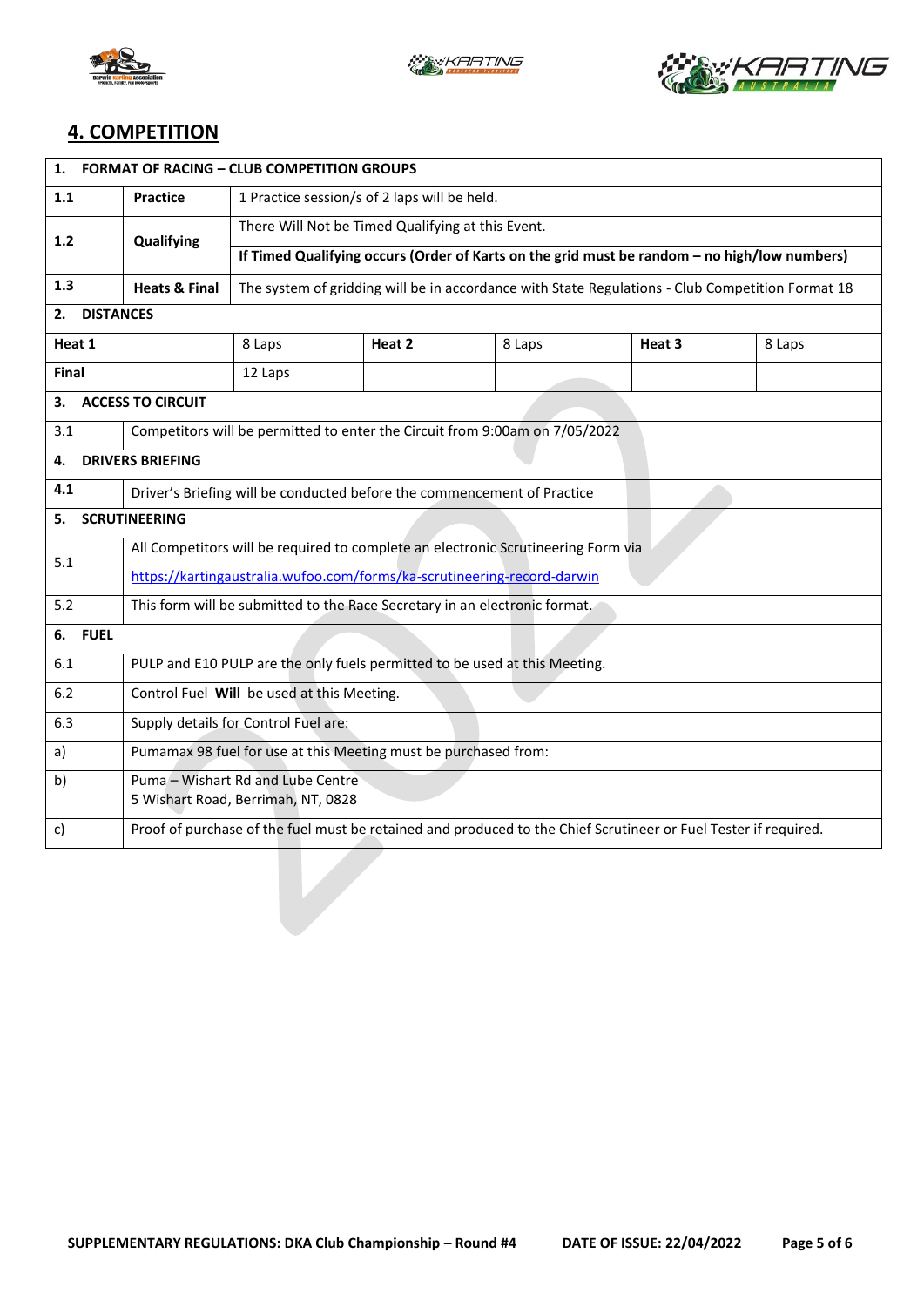## 4. COMPETITION

| 1. FORMAT OF RACING – CLUB COMPETITION GROUPS | | | | | |
|---|---|---|---|---|---|
| 1.1 | Practice | 1 Practice session/s of 2 laps will be held. | | | |
| 1.2 | Qualifying | There Will Not be Timed Qualifying at this Event. | | | |
| | | **If Timed Qualifying occurs (Order of Karts on the grid must be random – no high/low numbers)** | | | |
| 1.3 | Heats & Final | The system of gridding will be in accordance with State Regulations - Club Competition Format 18 | | | |
| **2. DISTANCES** | | | | | |
| **Heat 1** | 8 Laps | **Heat 2** | 8 Laps | **Heat 3** | 8 Laps |
| **Final** | 12 Laps | | | | |
| **3. ACCESS TO CIRCUIT** | | | | | |
| 3.1 | Competitors will be permitted to enter the Circuit from 9:00am on 7/05/2022 | | | | |
| **4. DRIVERS BRIEFING** | | | | | |
| 4.1 | Driver's Briefing will be conducted before the commencement of Practice | | | | |
| **5. SCRUTINEERING** | | | | | |
| 5.1 | All Competitors will be required to complete an electronic Scrutineering Form via https://kartingaustralia.wufoo.com/forms/ka-scrutineering-record-darwin | | | | |
| 5.2 | This form will be submitted to the Race Secretary in an electronic format. | | | | |
| **6. FUEL** | | | | | |
| 6.1 | PULP and E10 PULP are the only fuels permitted to be used at this Meeting. | | | | |
| 6.2 | Control Fuel **Will** be used at this Meeting. | | | | |
| 6.3 | Supply details for Control Fuel are: | | | | |
| a) | Pumamax 98 fuel for use at this Meeting must be purchased from: | | | | |
| b) | Puma – Wishart Rd and Lube Centre<br>5 Wishart Road, Berrimah, NT, 0828 | | | | |
| c) | Proof of purchase of the fuel must be retained and produced to the Chief Scrutineer or Fuel Tester if required. | | | | |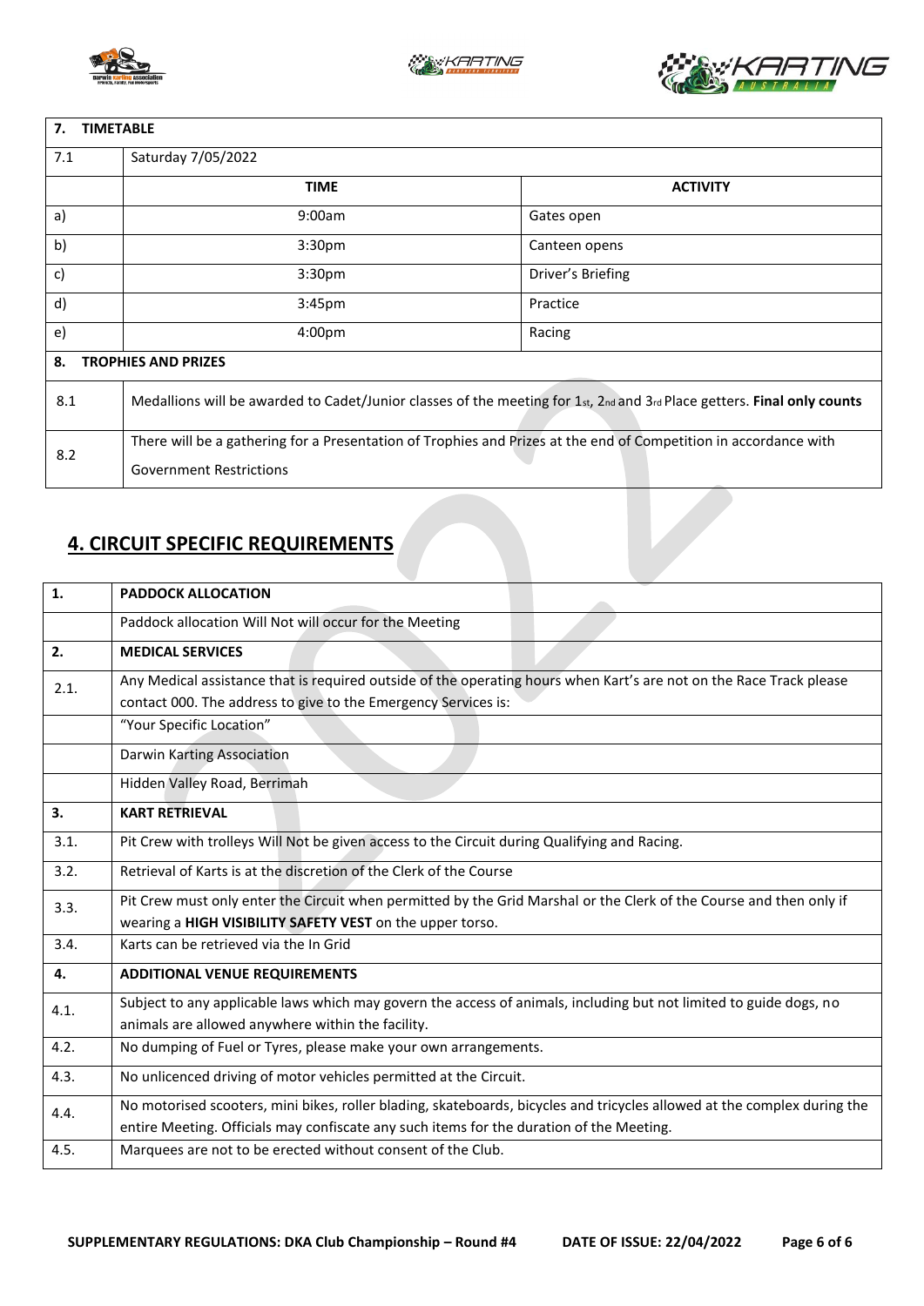| | | |
|---|---|---|
| **7.** | **TIMETABLE** | |
| 7.1 | Saturday 7/05/2022 | |
| | **TIME** | **ACTIVITY** |
| a) | 9:00am | Gates open |
| b) | 3:30pm | Canteen opens |
| c) | 3:30pm | Driver's Briefing |
| d) | 3:45pm | Practice |
| e) | 4:00pm | Racing |
| **8.** | **TROPHIES AND PRIZES** | |
| 8.1 | Medallions will be awarded to Cadet/Junior classes of the meeting for 1st, 2nd and 3rd Place getters. **Final only counts** | |
| 8.2 | There will be a gathering for a Presentation of Trophies and Prizes at the end of Competition in accordance with Government Restrictions | |

## 4. CIRCUIT SPECIFIC REQUIREMENTS

| | |
|---|---|
| **1.** | **PADDOCK ALLOCATION** |
| | Paddock allocation Will Not will occur for the Meeting |
| **2.** | **MEDICAL SERVICES** |
| 2.1. | Any Medical assistance that is required outside of the operating hours when Kart's are not on the Race Track please contact 000. The address to give to the Emergency Services is: |
| | "Your Specific Location" |
| | Darwin Karting Association |
| | Hidden Valley Road, Berrimah |
| **3.** | **KART RETRIEVAL** |
| 3.1. | Pit Crew with trolleys Will Not be given access to the Circuit during Qualifying and Racing. |
| 3.2. | Retrieval of Karts is at the discretion of the Clerk of the Course |
| 3.3. | Pit Crew must only enter the Circuit when permitted by the Grid Marshal or the Clerk of the Course and then only if wearing a **HIGH VISIBILITY SAFETY VEST** on the upper torso. |
| 3.4. | Karts can be retrieved via the In Grid |
| **4.** | **ADDITIONAL VENUE REQUIREMENTS** |
| 4.1. | Subject to any applicable laws which may govern the access of animals, including but not limited to guide dogs, no animals are allowed anywhere within the facility. |
| 4.2. | No dumping of Fuel or Tyres, please make your own arrangements. |
| 4.3. | No unlicenced driving of motor vehicles permitted at the Circuit. |
| 4.4. | No motorised scooters, mini bikes, roller blading, skateboards, bicycles and tricycles allowed at the complex during the entire Meeting. Officials may confiscate any such items for the duration of the Meeting. |
| 4.5. | Marquees are not to be erected without consent of the Club. |